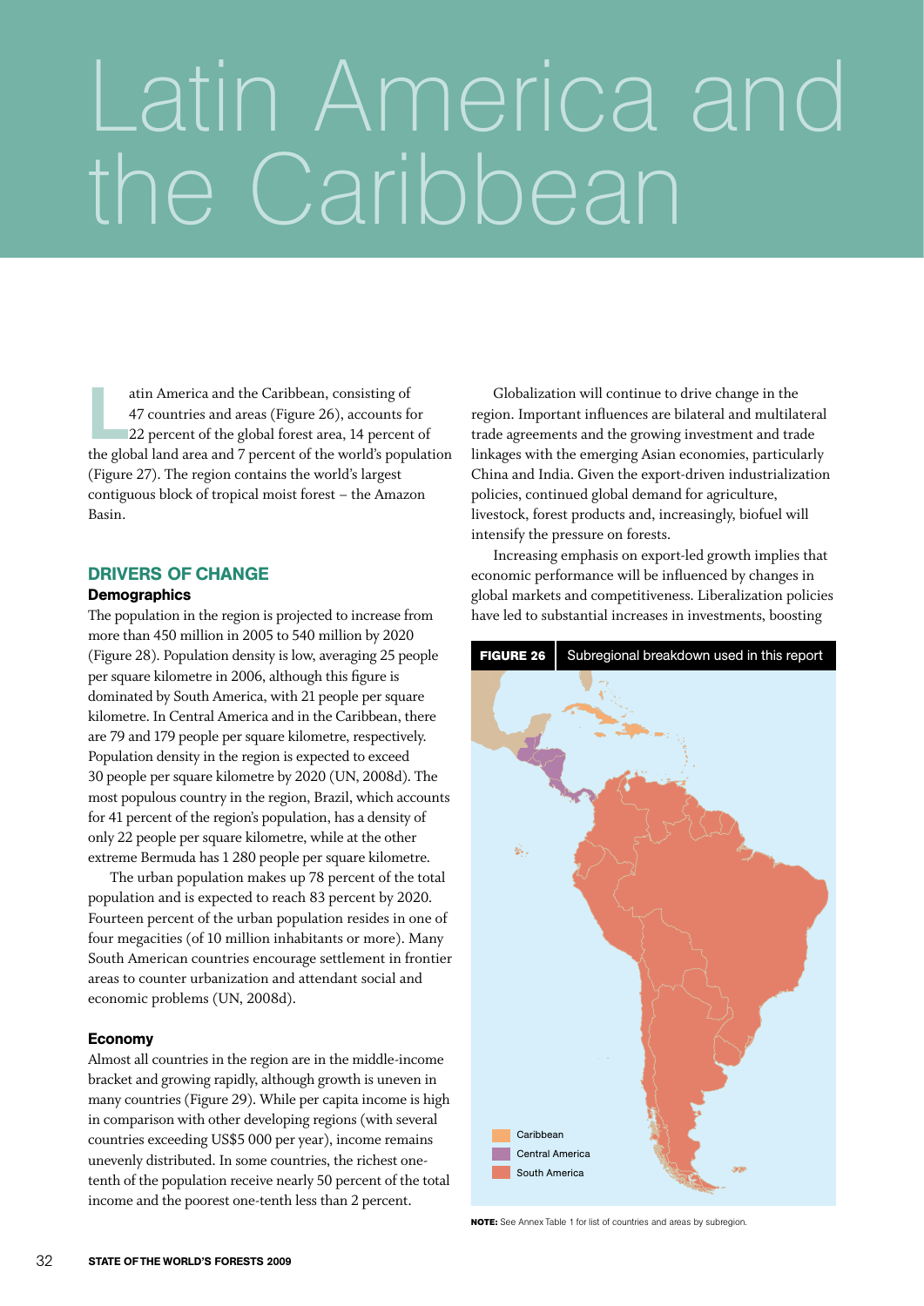# Latin America and the Caribbean

Latin America and the Caribbean, consisting of 47 countries and areas (Figure 26), accounts for 22 percent of the global forest area, 14 percent of the global land area and 7 percent of the world's population (Figure 27). The region contains the world's largest contiguous block of tropical moist forest – the Amazon Basin.

## DRIVERS OF CHANGE

### Demographics

The population in the region is projected to increase from more than 450 million in 2005 to 540 million by 2020 (Figure 28). Population density is low, averaging 25 people per square kilometre in 2006, although this figure is dominated by South America, with 21 people per square kilometre. In Central America and in the Caribbean, there are 79 and 179 people per square kilometre, respectively. Population density in the region is expected to exceed 30 people per square kilometre by 2020 (UN, 2008d). The most populous country in the region, Brazil, which accounts for 41 percent of the region's population, has a density of only 22 people per square kilometre, while at the other extreme Bermuda has 1 280 people per square kilometre.

The urban population makes up 78 percent of the total population and is expected to reach 83 percent by 2020. Fourteen percent of the urban population resides in one of four megacities (of 10 million inhabitants or more). Many South American countries encourage settlement in frontier areas to counter urbanization and attendant social and economic problems (UN, 2008d).

### Economy

Almost all countries in the region are in the middle-income bracket and growing rapidly, although growth is uneven in many countries (Figure 29). While per capita income is high in comparison with other developing regions (with several countries exceeding US$5 000 per year), income remains unevenly distributed. In some countries, the richest one-tenth of the population receive nearly 50 percent of the total income and the poorest one-tenth less than 2 percent.

Globalization will continue to drive change in the region. Important influences are bilateral and multilateral trade agreements and the growing investment and trade linkages with the emerging Asian economies, particularly China and India. Given the export-driven industrialization policies, continued global demand for agriculture, livestock, forest products and, increasingly, biofuel will intensify the pressure on forests.

Increasing emphasis on export-led growth implies that economic performance will be influenced by changes in global markets and competitiveness. Liberalization policies have led to substantial increases in investments, boosting

**FIGURE 26** Subregional breakdown used in this report

Caribbean
Central America
South America

**NOTE:** See Annex Table 1 for list of countries and areas by subregion.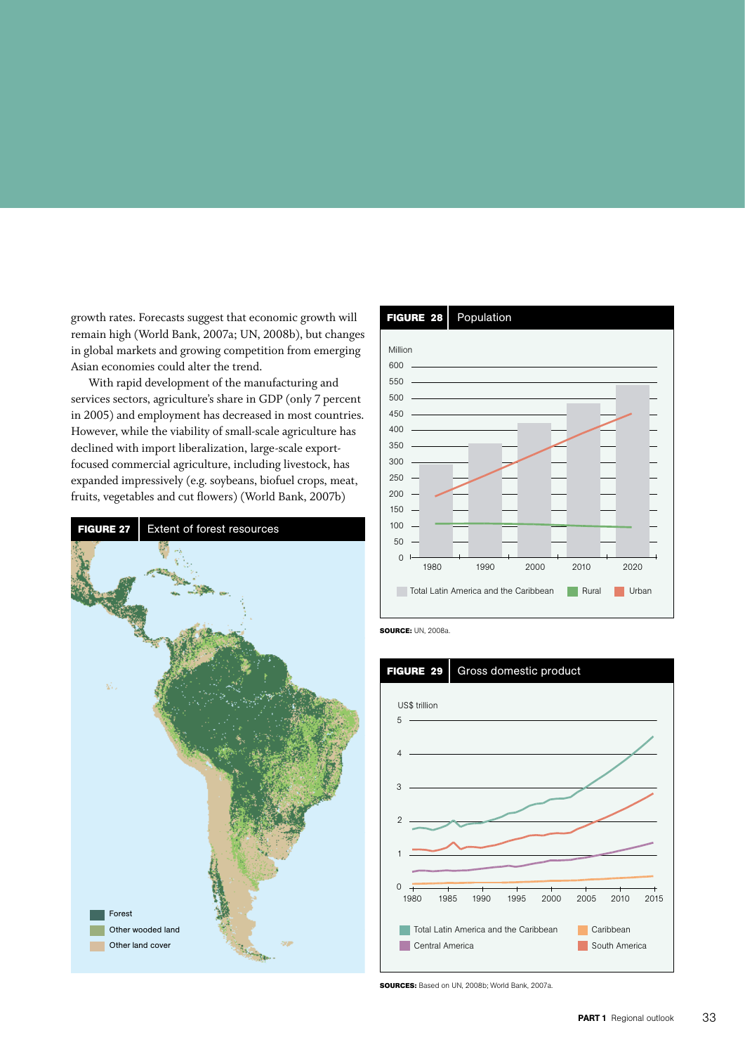growth rates. Forecasts suggest that economic growth will remain high (World Bank, 2007a; UN, 2008b), but changes in global markets and growing competition from emerging Asian economies could alter the trend.

With rapid development of the manufacturing and services sectors, agriculture's share in GDP (only 7 percent in 2005) and employment has decreased in most countries. However, while the viability of small-scale agriculture has declined with import liberalization, large-scale export-focused commercial agriculture, including livestock, has expanded impressively (e.g. soybeans, biofuel crops, meat, fruits, vegetables and cut flowers) (World Bank, 2007b)

**FIGURE 27** Extent of forest resources

Forest
Other wooded land
Other land cover

**FIGURE 28** Population

Million

Total Latin America and the Caribbean | Rural | Urban

**SOURCE:** UN, 2008a.

**FIGURE 29** Gross domestic product

US$ trillion

Total Latin America and the Caribbean | Caribbean | Central America | South America

**SOURCES:** Based on UN, 2008b; World Bank, 2007a.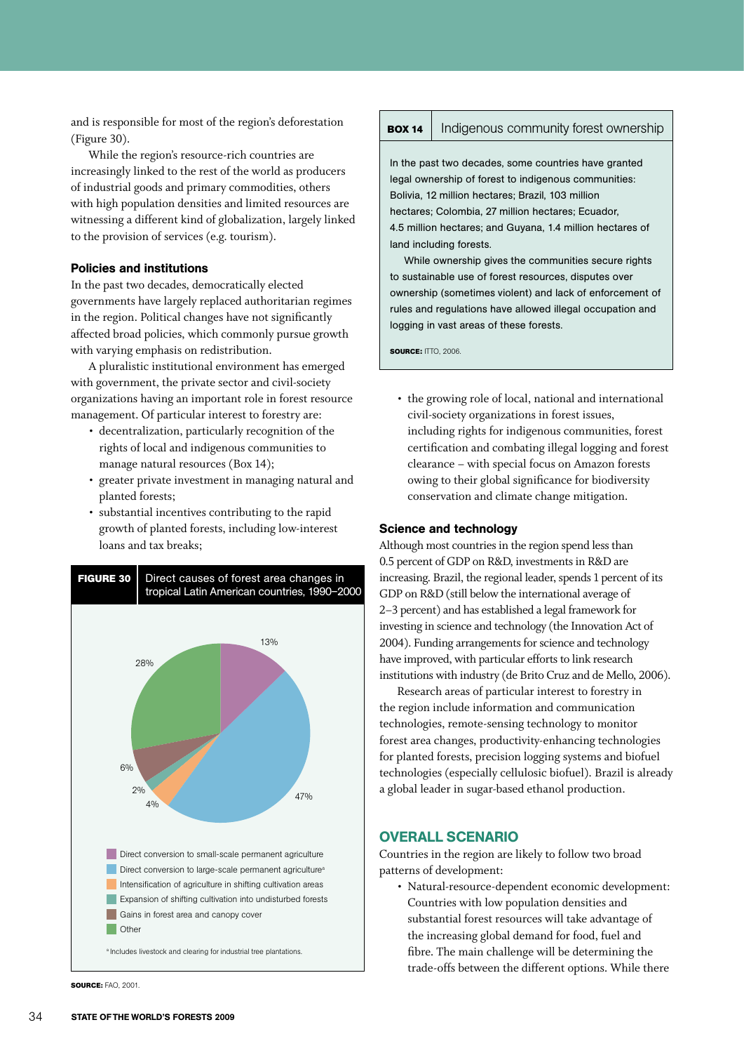and is responsible for most of the region's deforestation (Figure 30).

While the region's resource-rich countries are increasingly linked to the rest of the world as producers of industrial goods and primary commodities, others with high population densities and limited resources are witnessing a different kind of globalization, largely linked to the provision of services (e.g. tourism).

### Policies and institutions

In the past two decades, democratically elected governments have largely replaced authoritarian regimes in the region. Political changes have not significantly affected broad policies, which commonly pursue growth with varying emphasis on redistribution.

A pluralistic institutional environment has emerged with government, the private sector and civil-society organizations having an important role in forest resource management. Of particular interest to forestry are:

- decentralization, particularly recognition of the rights of local and indigenous communities to manage natural resources (Box 14);
- greater private investment in managing natural and planted forests;
- substantial incentives contributing to the rapid growth of planted forests, including low-interest loans and tax breaks;
- the growing role of local, national and international civil-society organizations in forest issues, including rights for indigenous communities, forest certification and combating illegal logging and forest clearance – with special focus on Amazon forests owing to their global significance for biodiversity conservation and climate change mitigation.

**FIGURE 30** Direct causes of forest area changes in tropical Latin American countries, 1990–2000

| Cause | Share |
|---|---|
| Direct conversion to small-scale permanent agriculture | 13% |
| Direct conversion to large-scale permanent agriculture[a] | 47% |
| Intensification of agriculture in shifting cultivation areas | 4% |
| Expansion of shifting cultivation into undisturbed forests | 2% |
| Gains in forest area and canopy cover | 6% |
| Other | 28% |

[a] Includes livestock and clearing for industrial tree plantations.

**SOURCE:** FAO, 2001.

> **BOX 14** Indigenous community forest ownership
>
> In the past two decades, some countries have granted legal ownership of forest to indigenous communities: Bolivia, 12 million hectares; Brazil, 103 million hectares; Colombia, 27 million hectares; Ecuador, 4.5 million hectares; and Guyana, 1.4 million hectares of land including forests.
>
> While ownership gives the communities secure rights to sustainable use of forest resources, disputes over ownership (sometimes violent) and lack of enforcement of rules and regulations have allowed illegal occupation and logging in vast areas of these forests.
>
> **SOURCE:** ITTO, 2006.

### Science and technology

Although most countries in the region spend less than 0.5 percent of GDP on R&D, investments in R&D are increasing. Brazil, the regional leader, spends 1 percent of its GDP on R&D (still below the international average of 2–3 percent) and has established a legal framework for investing in science and technology (the Innovation Act of 2004). Funding arrangements for science and technology have improved, with particular efforts to link research institutions with industry (de Brito Cruz and de Mello, 2006).

Research areas of particular interest to forestry in the region include information and communication technologies, remote-sensing technology to monitor forest area changes, productivity-enhancing technologies for planted forests, precision logging systems and biofuel technologies (especially cellulosic biofuel). Brazil is already a global leader in sugar-based ethanol production.

## OVERALL SCENARIO

Countries in the region are likely to follow two broad patterns of development:

- Natural-resource-dependent economic development: Countries with low population densities and substantial forest resources will take advantage of the increasing global demand for food, fuel and fibre. The main challenge will be determining the trade-offs between the different options. While there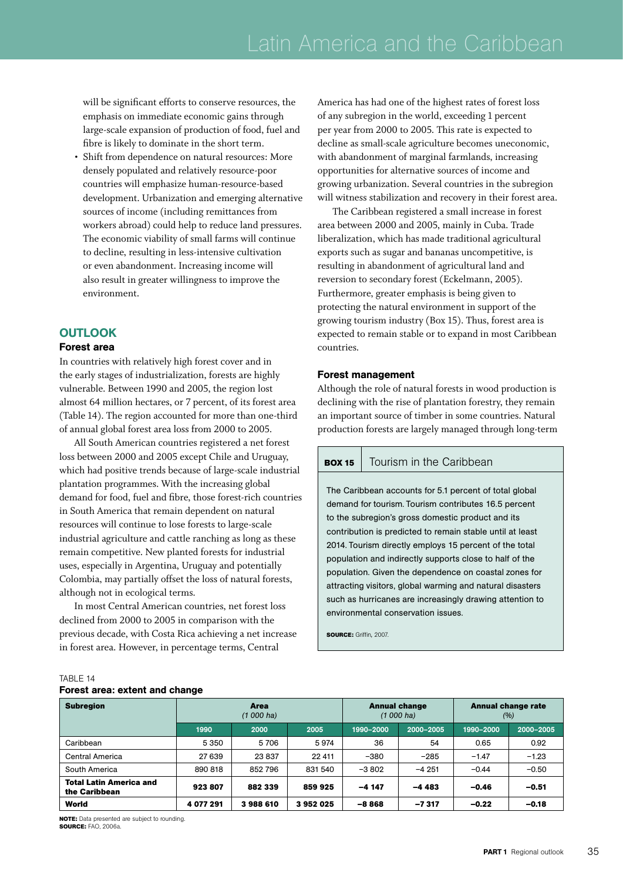will be significant efforts to conserve resources, the emphasis on immediate economic gains through large-scale expansion of production of food, fuel and fibre is likely to dominate in the short term.

- Shift from dependence on natural resources: More densely populated and relatively resource-poor countries will emphasize human-resource-based development. Urbanization and emerging alternative sources of income (including remittances from workers abroad) could help to reduce land pressures. The economic viability of small farms will continue to decline, resulting in less-intensive cultivation or even abandonment. Increasing income will also result in greater willingness to improve the environment.

## OUTLOOK

### Forest area

In countries with relatively high forest cover and in the early stages of industrialization, forests are highly vulnerable. Between 1990 and 2005, the region lost almost 64 million hectares, or 7 percent, of its forest area (Table 14). The region accounted for more than one-third of annual global forest area loss from 2000 to 2005.

All South American countries registered a net forest loss between 2000 and 2005 except Chile and Uruguay, which had positive trends because of large-scale industrial plantation programmes. With the increasing global demand for food, fuel and fibre, those forest-rich countries in South America that remain dependent on natural resources will continue to lose forests to large-scale industrial agriculture and cattle ranching as long as these remain competitive. New planted forests for industrial uses, especially in Argentina, Uruguay and potentially Colombia, may partially offset the loss of natural forests, although not in ecological terms.

In most Central American countries, net forest loss declined from 2000 to 2005 in comparison with the previous decade, with Costa Rica achieving a net increase in forest area. However, in percentage terms, Central America has had one of the highest rates of forest loss of any subregion in the world, exceeding 1 percent per year from 2000 to 2005. This rate is expected to decline as small-scale agriculture becomes uneconomic, with abandonment of marginal farmlands, increasing opportunities for alternative sources of income and growing urbanization. Several countries in the subregion will witness stabilization and recovery in their forest area.

The Caribbean registered a small increase in forest area between 2000 and 2005, mainly in Cuba. Trade liberalization, which has made traditional agricultural exports such as sugar and bananas uncompetitive, is resulting in abandonment of agricultural land and reversion to secondary forest (Eckelmann, 2005). Furthermore, greater emphasis is being given to protecting the natural environment in support of the growing tourism industry (Box 15). Thus, forest area is expected to remain stable or to expand in most Caribbean countries.

### Forest management

Although the role of natural forests in wood production is declining with the rise of plantation forestry, they remain an important source of timber in some countries. Natural production forests are largely managed through long-term

**BOX 15** Tourism in the Caribbean

The Caribbean accounts for 5.1 percent of total global demand for tourism. Tourism contributes 16.5 percent to the subregion's gross domestic product and its contribution is predicted to remain stable until at least 2014. Tourism directly employs 15 percent of the total population and indirectly supports close to half of the population. Given the dependence on coastal zones for attracting visitors, global warming and natural disasters such as hurricanes are increasingly drawing attention to environmental conservation issues.

**SOURCE:** Griffin, 2007.

TABLE 14

**Forest area: extent and change**

| Subregion | Area (1 000 ha) | | | Annual change (1 000 ha) | | Annual change rate (%) | |
|---|---|---|---|---|---|---|---|
| | 1990 | 2000 | 2005 | 1990–2000 | 2000–2005 | 1990–2000 | 2000–2005 |
| Caribbean | 5 350 | 5 706 | 5 974 | 36 | 54 | 0.65 | 0.92 |
| Central America | 27 639 | 23 837 | 22 411 | −380 | −285 | −1.47 | −1.23 |
| South America | 890 818 | 852 796 | 831 540 | −3 802 | −4 251 | −0.44 | −0.50 |
| **Total Latin America and the Caribbean** | **923 807** | **882 339** | **859 925** | **−4 147** | **−4 483** | **−0.46** | **−0.51** |
| **World** | **4 077 291** | **3 988 610** | **3 952 025** | **−8 868** | **−7 317** | **−0.22** | **−0.18** |

**NOTE:** Data presented are subject to rounding.
**SOURCE:** FAO, 2006a.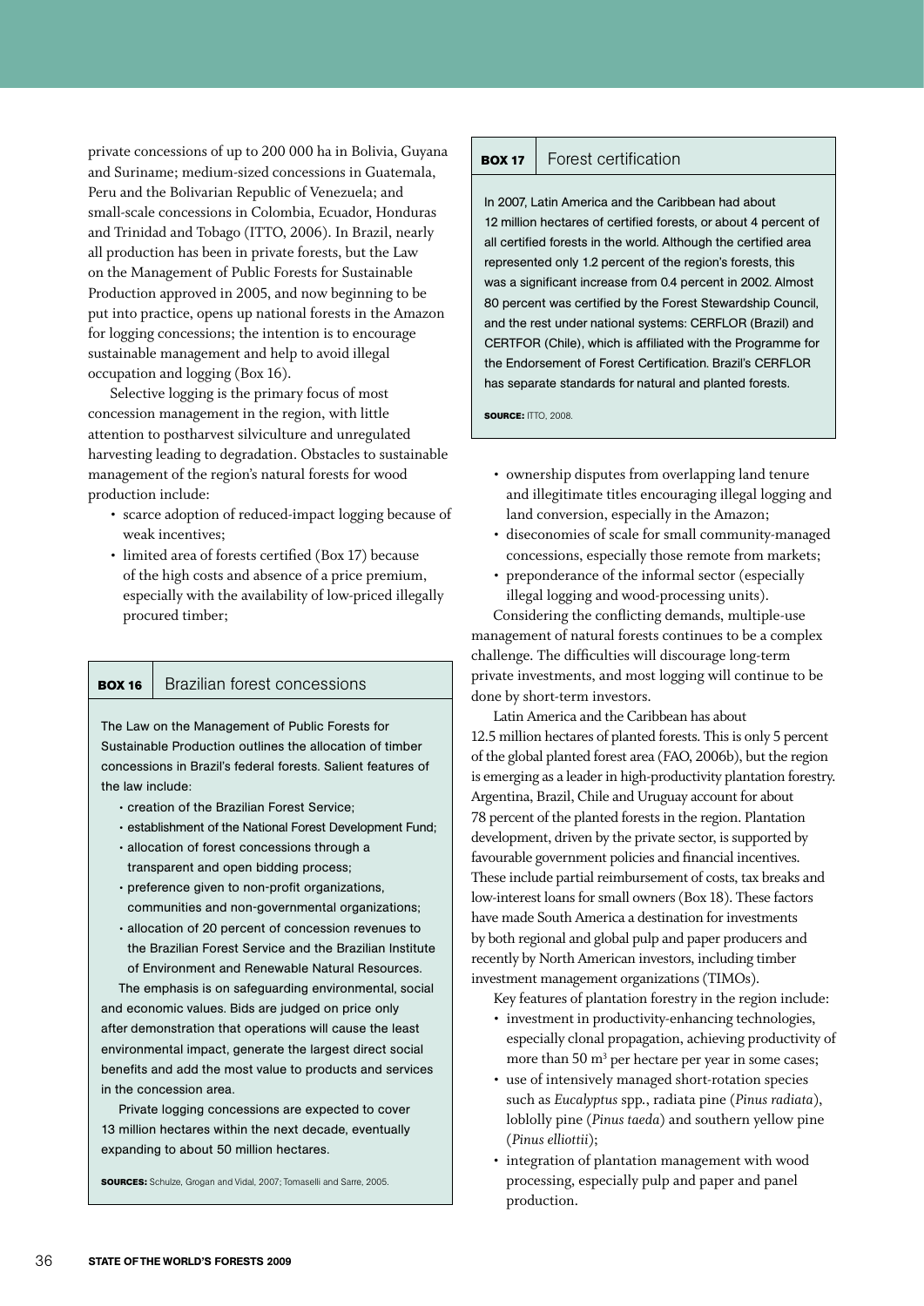private concessions of up to 200 000 ha in Bolivia, Guyana and Suriname; medium-sized concessions in Guatemala, Peru and the Bolivarian Republic of Venezuela; and small-scale concessions in Colombia, Ecuador, Honduras and Trinidad and Tobago (ITTO, 2006). In Brazil, nearly all production has been in private forests, but the Law on the Management of Public Forests for Sustainable Production approved in 2005, and now beginning to be put into practice, opens up national forests in the Amazon for logging concessions; the intention is to encourage sustainable management and help to avoid illegal occupation and logging (Box 16).

Selective logging is the primary focus of most concession management in the region, with little attention to postharvest silviculture and unregulated harvesting leading to degradation. Obstacles to sustainable management of the region's natural forests for wood production include:

- scarce adoption of reduced-impact logging because of weak incentives;
- limited area of forests certified (Box 17) because of the high costs and absence of a price premium, especially with the availability of low-priced illegally procured timber;
- ownership disputes from overlapping land tenure and illegitimate titles encouraging illegal logging and land conversion, especially in the Amazon;
- diseconomies of scale for small community-managed concessions, especially those remote from markets;
- preponderance of the informal sector (especially illegal logging and wood-processing units).

Considering the conflicting demands, multiple-use management of natural forests continues to be a complex challenge. The difficulties will discourage long-term private investments, and most logging will continue to be done by short-term investors.

Latin America and the Caribbean has about 12.5 million hectares of planted forests. This is only 5 percent of the global planted forest area (FAO, 2006b), but the region is emerging as a leader in high-productivity plantation forestry. Argentina, Brazil, Chile and Uruguay account for about 78 percent of the planted forests in the region. Plantation development, driven by the private sector, is supported by favourable government policies and financial incentives. These include partial reimbursement of costs, tax breaks and low-interest loans for small owners (Box 18). These factors have made South America a destination for investments by both regional and global pulp and paper producers and recently by North American investors, including timber investment management organizations (TIMOs).

Key features of plantation forestry in the region include:

- investment in productivity-enhancing technologies, especially clonal propagation, achieving productivity of more than 50 $m^3$ per hectare per year in some cases;
- use of intensively managed short-rotation species such as *Eucalyptus* spp., radiata pine (*Pinus radiata*), loblolly pine (*Pinus taeda*) and southern yellow pine (*Pinus elliottii*);
- integration of plantation management with wood processing, especially pulp and paper and panel production.

---

**BOX 16** Brazilian forest concessions

The Law on the Management of Public Forests for Sustainable Production outlines the allocation of timber concessions in Brazil's federal forests. Salient features of the law include:

- creation of the Brazilian Forest Service;
- establishment of the National Forest Development Fund;
- allocation of forest concessions through a transparent and open bidding process;
- preference given to non-profit organizations, communities and non-governmental organizations;
- allocation of 20 percent of concession revenues to the Brazilian Forest Service and the Brazilian Institute of Environment and Renewable Natural Resources.

The emphasis is on safeguarding environmental, social and economic values. Bids are judged on price only after demonstration that operations will cause the least environmental impact, generate the largest direct social benefits and add the most value to products and services in the concession area.

Private logging concessions are expected to cover 13 million hectares within the next decade, eventually expanding to about 50 million hectares.

**SOURCES:** Schulze, Grogan and Vidal, 2007; Tomaselli and Sarre, 2005.

---

**BOX 17** Forest certification

In 2007, Latin America and the Caribbean had about 12 million hectares of certified forests, or about 4 percent of all certified forests in the world. Although the certified area represented only 1.2 percent of the region's forests, this was a significant increase from 0.4 percent in 2002. Almost 80 percent was certified by the Forest Stewardship Council, and the rest under national systems: CERFLOR (Brazil) and CERTFOR (Chile), which is affiliated with the Programme for the Endorsement of Forest Certification. Brazil's CERFLOR has separate standards for natural and planted forests.

**SOURCE:** ITTO, 2008.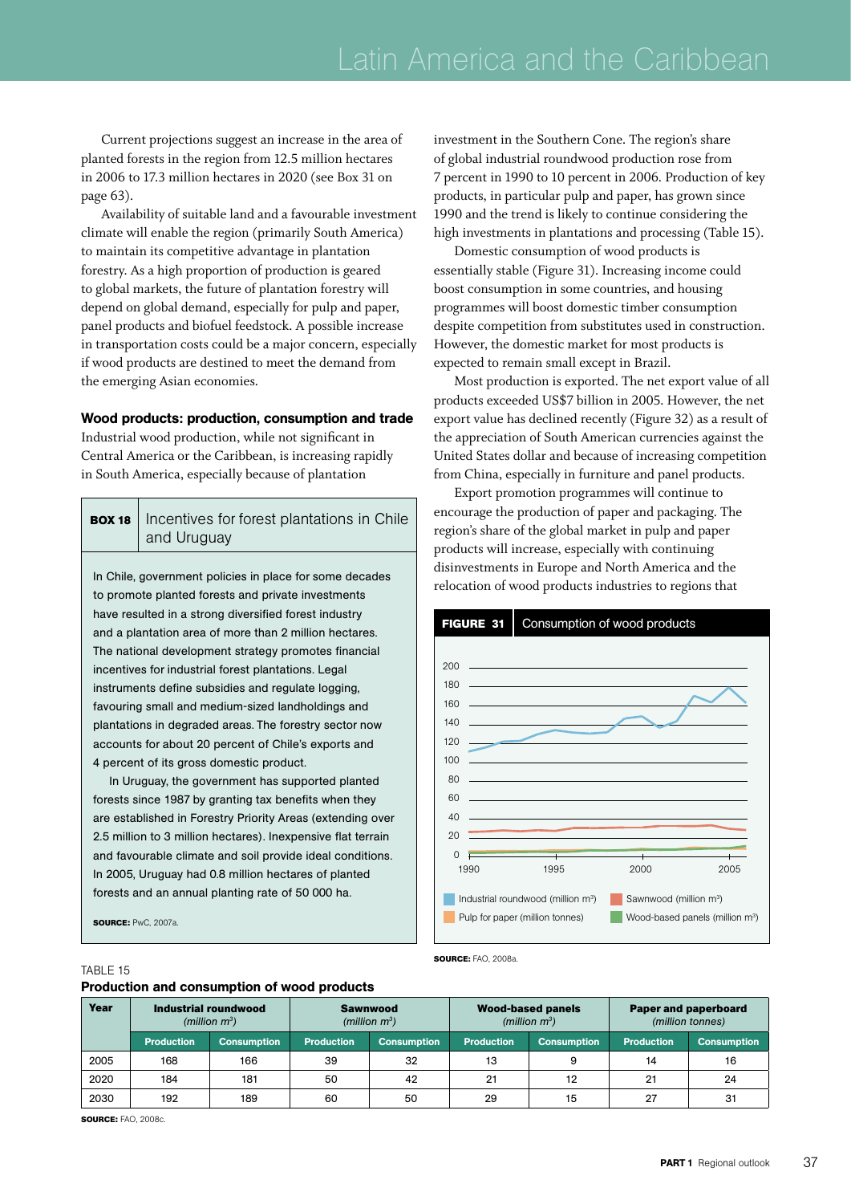Current projections suggest an increase in the area of planted forests in the region from 12.5 million hectares in 2006 to 17.3 million hectares in 2020 (see Box 31 on page 63).

Availability of suitable land and a favourable investment climate will enable the region (primarily South America) to maintain its competitive advantage in plantation forestry. As a high proportion of production is geared to global markets, the future of plantation forestry will depend on global demand, especially for pulp and paper, panel products and biofuel feedstock. A possible increase in transportation costs could be a major concern, especially if wood products are destined to meet the demand from the emerging Asian economies.

### Wood products: production, consumption and trade

Industrial wood production, while not significant in Central America or the Caribbean, is increasing rapidly in South America, especially because of plantation investment in the Southern Cone. The region's share of global industrial roundwood production rose from 7 percent in 1990 to 10 percent in 2006. Production of key products, in particular pulp and paper, has grown since 1990 and the trend is likely to continue considering the high investments in plantations and processing (Table 15).

Domestic consumption of wood products is essentially stable (Figure 31). Increasing income could boost consumption in some countries, and housing programmes will boost domestic timber consumption despite competition from substitutes used in construction. However, the domestic market for most products is expected to remain small except in Brazil.

Most production is exported. The net export value of all products exceeded US$7 billion in 2005. However, the net export value has declined recently (Figure 32) as a result of the appreciation of South American currencies against the United States dollar and because of increasing competition from China, especially in furniture and panel products.

Export promotion programmes will continue to encourage the production of paper and packaging. The region's share of the global market in pulp and paper products will increase, especially with continuing disinvestments in Europe and North America and the relocation of wood products industries to regions that

**BOX 18** Incentives for forest plantations in Chile and Uruguay

In Chile, government policies in place for some decades to promote planted forests and private investments have resulted in a strong diversified forest industry and a plantation area of more than 2 million hectares. The national development strategy promotes financial incentives for industrial forest plantations. Legal instruments define subsidies and regulate logging, favouring small and medium-sized landholdings and plantations in degraded areas. The forestry sector now accounts for about 20 percent of Chile's exports and 4 percent of its gross domestic product.

In Uruguay, the government has supported planted forests since 1987 by granting tax benefits when they are established in Forestry Priority Areas (extending over 2.5 million to 3 million hectares). Inexpensive flat terrain and favourable climate and soil provide ideal conditions. In 2005, Uruguay had 0.8 million hectares of planted forests and an annual planting rate of 50 000 ha.

**SOURCE:** PwC, 2007a.

**FIGURE 31** Consumption of wood products

Industrial roundwood (million m³) · Sawnwood (million m³) · Pulp for paper (million tonnes) · Wood-based panels (million m³)

**SOURCE:** FAO, 2008a.

TABLE 15
**Production and consumption of wood products**

| Year | Industrial roundwood (million m³) | | Sawnwood (million m³) | | Wood-based panels (million m³) | | Paper and paperboard (million tonnes) | |
|---|---|---|---|---|---|---|---|---|
| | Production | Consumption | Production | Consumption | Production | Consumption | Production | Consumption |
| 2005 | 168 | 166 | 39 | 32 | 13 | 9 | 14 | 16 |
| 2020 | 184 | 181 | 50 | 42 | 21 | 12 | 21 | 24 |
| 2030 | 192 | 189 | 60 | 50 | 29 | 15 | 27 | 31 |

**SOURCE:** FAO, 2008c.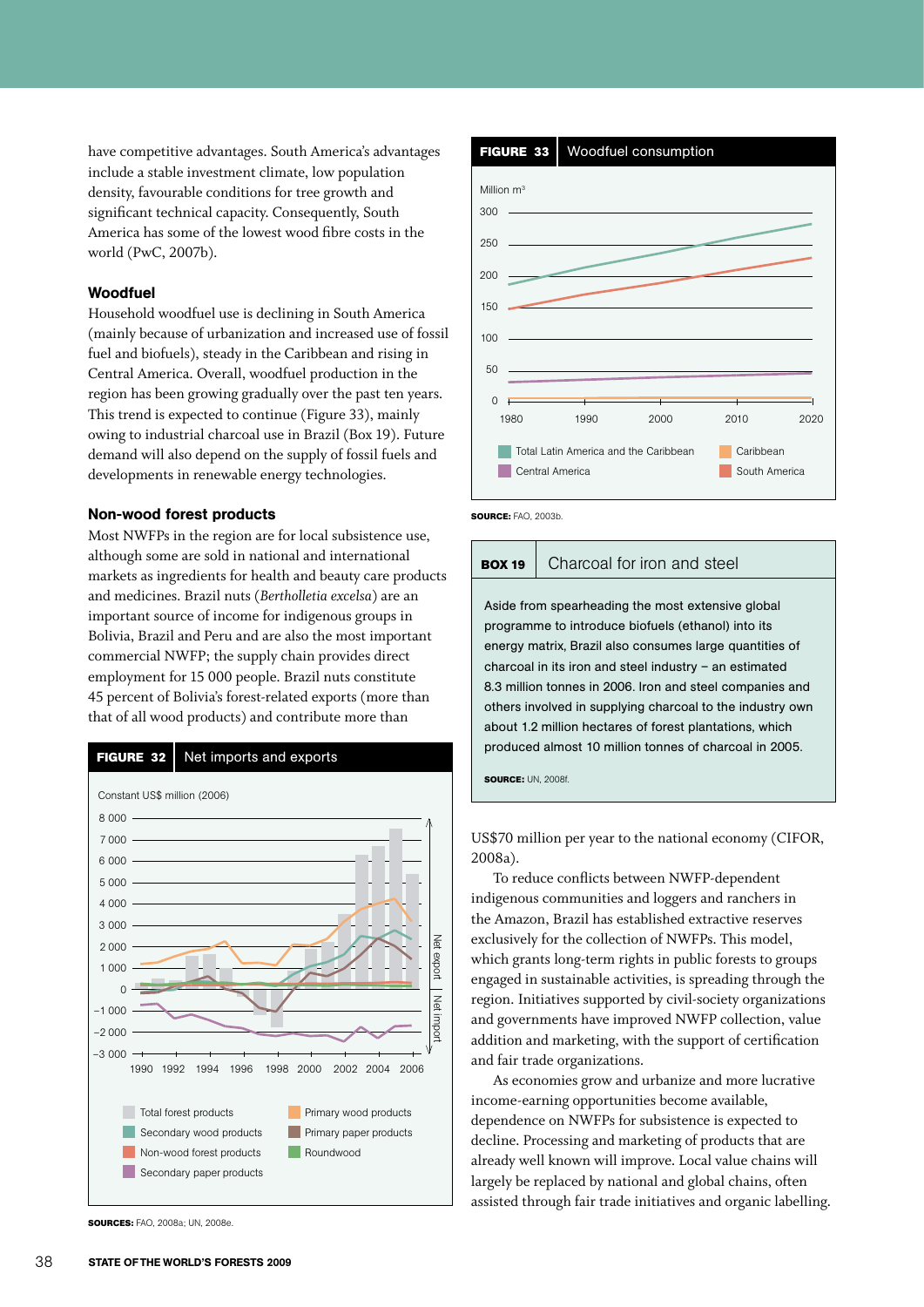have competitive advantages. South America's advantages include a stable investment climate, low population density, favourable conditions for tree growth and significant technical capacity. Consequently, South America has some of the lowest wood fibre costs in the world (PwC, 2007b).

### Woodfuel

Household woodfuel use is declining in South America (mainly because of urbanization and increased use of fossil fuel and biofuels), steady in the Caribbean and rising in Central America. Overall, woodfuel production in the region has been growing gradually over the past ten years. This trend is expected to continue (Figure 33), mainly owing to industrial charcoal use in Brazil (Box 19). Future demand will also depend on the supply of fossil fuels and developments in renewable energy technologies.

### Non-wood forest products

Most NWFPs in the region are for local subsistence use, although some are sold in national and international markets as ingredients for health and beauty care products and medicines. Brazil nuts (*Bertholletia excelsa*) are an important source of income for indigenous groups in Bolivia, Brazil and Peru and are also the most important commercial NWFP; the supply chain provides direct employment for 15 000 people. Brazil nuts constitute 45 percent of Bolivia's forest-related exports (more than that of all wood products) and contribute more than US$70 million per year to the national economy (CIFOR, 2008a).

To reduce conflicts between NWFP-dependent indigenous communities and loggers and ranchers in the Amazon, Brazil has established extractive reserves exclusively for the collection of NWFPs. This model, which grants long-term rights in public forests to groups engaged in sustainable activities, is spreading through the region. Initiatives supported by civil-society organizations and governments have improved NWFP collection, value addition and marketing, with the support of certification and fair trade organizations.

As economies grow and urbanize and more lucrative income-earning opportunities become available, dependence on NWFPs for subsistence is expected to decline. Processing and marketing of products that are already well known will improve. Local value chains will largely be replaced by national and global chains, often assisted through fair trade initiatives and organic labelling.

**FIGURE 32** Net imports and exports

**SOURCES:** FAO, 2008a; UN, 2008e.

**FIGURE 33** Woodfuel consumption

**SOURCE:** FAO, 2003b.

**BOX 19** Charcoal for iron and steel

Aside from spearheading the most extensive global programme to introduce biofuels (ethanol) into its energy matrix, Brazil also consumes large quantities of charcoal in its iron and steel industry – an estimated 8.3 million tonnes in 2006. Iron and steel companies and others involved in supplying charcoal to the industry own about 1.2 million hectares of forest plantations, which produced almost 10 million tonnes of charcoal in 2005.

**SOURCE:** UN, 2008f.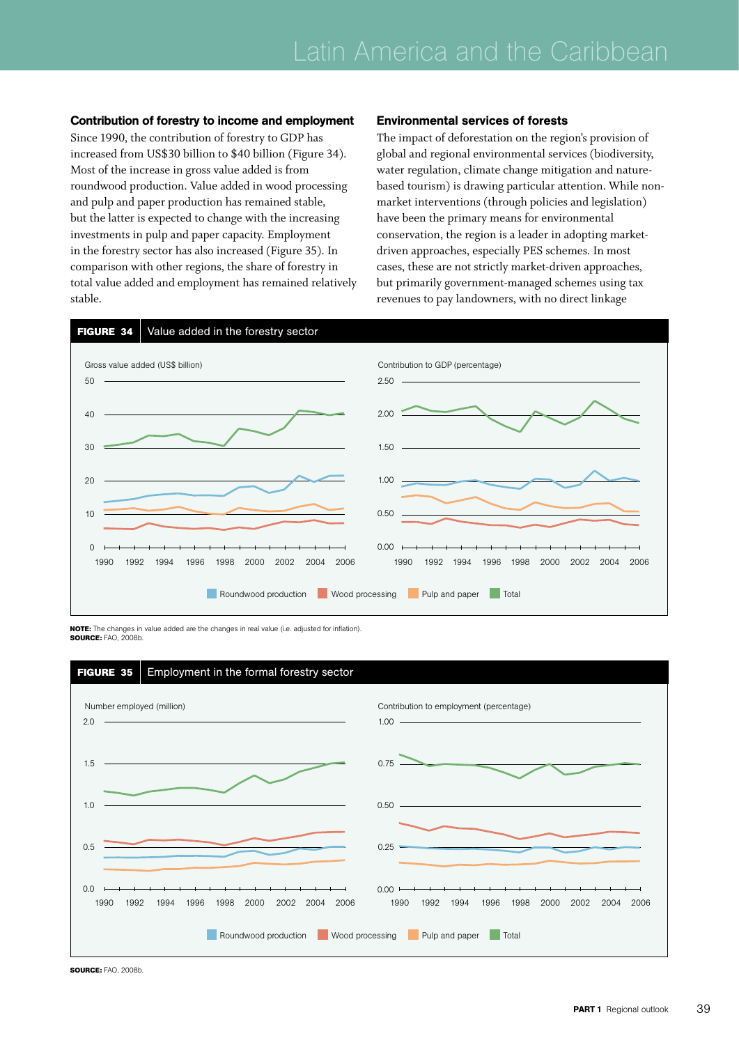### Contribution of forestry to income and employment

Since 1990, the contribution of forestry to GDP has increased from US$30 billion to $40 billion (Figure 34). Most of the increase in gross value added is from roundwood production. Value added in wood processing and pulp and paper production has remained stable, but the latter is expected to change with the increasing investments in pulp and paper capacity. Employment in the forestry sector has also increased (Figure 35). In comparison with other regions, the share of forestry in total value added and employment has remained relatively stable.

### Environmental services of forests

The impact of deforestation on the region's provision of global and regional environmental services (biodiversity, water regulation, climate change mitigation and nature-based tourism) is drawing particular attention. While non-market interventions (through policies and legislation) have been the primary means for environmental conservation, the region is a leader in adopting market-driven approaches, especially PES schemes. In most cases, these are not strictly market-driven approaches, but primarily government-managed schemes using tax revenues to pay landowners, with no direct linkage

**FIGURE 34** Value added in the forestry sector

Gross value added (US$ billion) — Contribution to GDP (percentage)

Roundwood production | Wood processing | Pulp and paper | Total

**NOTE:** The changes in value added are the changes in real value (i.e. adjusted for inflation).
**SOURCE:** FAO, 2008b.

**FIGURE 35** Employment in the formal forestry sector

Number employed (million) — Contribution to employment (percentage)

Roundwood production | Wood processing | Pulp and paper | Total

**SOURCE:** FAO, 2008b.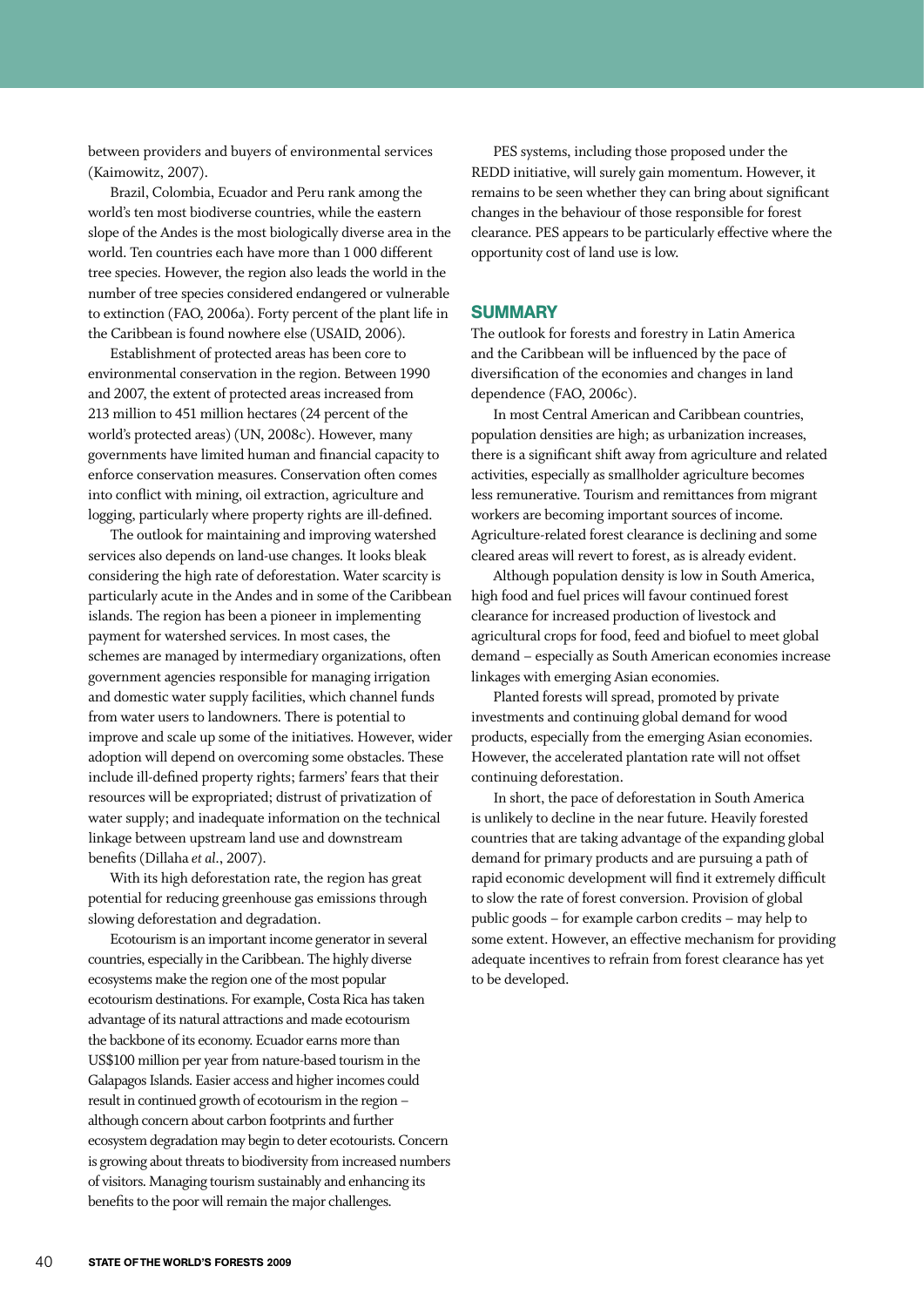between providers and buyers of environmental services (Kaimowitz, 2007).

Brazil, Colombia, Ecuador and Peru rank among the world's ten most biodiverse countries, while the eastern slope of the Andes is the most biologically diverse area in the world. Ten countries each have more than 1 000 different tree species. However, the region also leads the world in the number of tree species considered endangered or vulnerable to extinction (FAO, 2006a). Forty percent of the plant life in the Caribbean is found nowhere else (USAID, 2006).

Establishment of protected areas has been core to environmental conservation in the region. Between 1990 and 2007, the extent of protected areas increased from 213 million to 451 million hectares (24 percent of the world's protected areas) (UN, 2008c). However, many governments have limited human and financial capacity to enforce conservation measures. Conservation often comes into conflict with mining, oil extraction, agriculture and logging, particularly where property rights are ill-defined.

The outlook for maintaining and improving watershed services also depends on land-use changes. It looks bleak considering the high rate of deforestation. Water scarcity is particularly acute in the Andes and in some of the Caribbean islands. The region has been a pioneer in implementing payment for watershed services. In most cases, the schemes are managed by intermediary organizations, often government agencies responsible for managing irrigation and domestic water supply facilities, which channel funds from water users to landowners. There is potential to improve and scale up some of the initiatives. However, wider adoption will depend on overcoming some obstacles. These include ill-defined property rights; farmers' fears that their resources will be expropriated; distrust of privatization of water supply; and inadequate information on the technical linkage between upstream land use and downstream benefits (Dillaha *et al.*, 2007).

With its high deforestation rate, the region has great potential for reducing greenhouse gas emissions through slowing deforestation and degradation.

Ecotourism is an important income generator in several countries, especially in the Caribbean. The highly diverse ecosystems make the region one of the most popular ecotourism destinations. For example, Costa Rica has taken advantage of its natural attractions and made ecotourism the backbone of its economy. Ecuador earns more than US$100 million per year from nature-based tourism in the Galapagos Islands. Easier access and higher incomes could result in continued growth of ecotourism in the region – although concern about carbon footprints and further ecosystem degradation may begin to deter ecotourists. Concern is growing about threats to biodiversity from increased numbers of visitors. Managing tourism sustainably and enhancing its benefits to the poor will remain the major challenges.

PES systems, including those proposed under the REDD initiative, will surely gain momentum. However, it remains to be seen whether they can bring about significant changes in the behaviour of those responsible for forest clearance. PES appears to be particularly effective where the opportunity cost of land use is low.

## SUMMARY

The outlook for forests and forestry in Latin America and the Caribbean will be influenced by the pace of diversification of the economies and changes in land dependence (FAO, 2006c).

In most Central American and Caribbean countries, population densities are high; as urbanization increases, there is a significant shift away from agriculture and related activities, especially as smallholder agriculture becomes less remunerative. Tourism and remittances from migrant workers are becoming important sources of income. Agriculture-related forest clearance is declining and some cleared areas will revert to forest, as is already evident.

Although population density is low in South America, high food and fuel prices will favour continued forest clearance for increased production of livestock and agricultural crops for food, feed and biofuel to meet global demand – especially as South American economies increase linkages with emerging Asian economies.

Planted forests will spread, promoted by private investments and continuing global demand for wood products, especially from the emerging Asian economies. However, the accelerated plantation rate will not offset continuing deforestation.

In short, the pace of deforestation in South America is unlikely to decline in the near future. Heavily forested countries that are taking advantage of the expanding global demand for primary products and are pursuing a path of rapid economic development will find it extremely difficult to slow the rate of forest conversion. Provision of global public goods – for example carbon credits – may help to some extent. However, an effective mechanism for providing adequate incentives to refrain from forest clearance has yet to be developed.